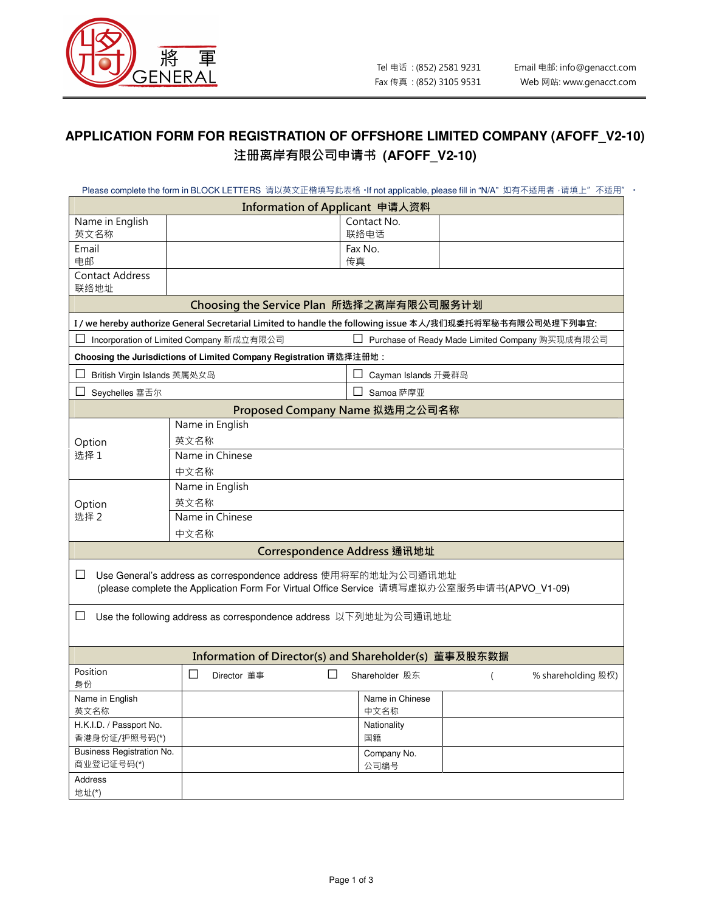將 軍 GENERAL

Tel 电话 : (852) 2581 9231
Fax 传真 : (852) 3105 9531

Email 电邮: info@genacct.com
Web 网站: www.genacct.com

# APPLICATION FORM FOR REGISTRATION OF OFFSHORE LIMITED COMPANY (AFOFF_V2-10)
# 注册离岸有限公司申请书 (AFOFF_V2-10)

Please complete the form in BLOCK LETTERS 请以英文正楷填写此表格。If not applicable, please fill in "N/A" 如有不适用者，请填上"不适用"。

| Information of Applicant 申请人资料 | | | |
|---|---|---|---|
| Name in English 英文名称 | | Contact No. 联络电话 | |
| Email 电邮 | | Fax No. 传真 | |
| Contact Address 联络地址 | | | |

| Choosing the Service Plan 所选择之离岸有限公司服务计划 | |
|---|---|
| I / we hereby authorize General Secretarial Limited to handle the following issue 本人/我们现委托将军秘书有限公司处理下列事宜: | |
| ☐ Incorporation of Limited Company 新成立有限公司 | ☐ Purchase of Ready Made Limited Company 购买现成有限公司 |
| **Choosing the Jurisdictions of Limited Company Registration 请选择注册地：** | |
| ☐ British Virgin Islands 英属处女岛 | ☐ Cayman Islands 开曼群岛 |
| ☐ Seychelles 塞舌尔 | ☐ Samoa 萨摩亚 |

| Proposed Company Name 拟选用之公司名称 | |
|---|---|
| Option 选择 1 | Name in English 英文名称 |
| | Name in Chinese 中文名称 |
| Option 选择 2 | Name in English 英文名称 |
| | Name in Chinese 中文名称 |

| Correspondence Address 通讯地址 |
|---|
| ☐ Use General's address as correspondence address 使用将军的地址为公司通讯地址 (please complete the Application Form For Virtual Office Service 请填写虚拟办公室服务申请书(APVO_V1-09) |
| ☐ Use the following address as correspondence address 以下列地址为公司通讯地址 |

| Information of Director(s) and Shareholder(s) 董事及股东数据 | | | |
|---|---|---|---|
| Position 身份 | ☐ Director 董事 ☐ Shareholder 股东 ( % shareholding 股权) | | |
| Name in English 英文名称 | | Name in Chinese 中文名称 | |
| H.K.I.D. / Passport No. 香港身份证/护照号码(*) | | Nationality 国籍 | |
| Business Registration No. 商业登记证号码(*) | | Company No. 公司编号 | |
| Address 地址(*) | | | |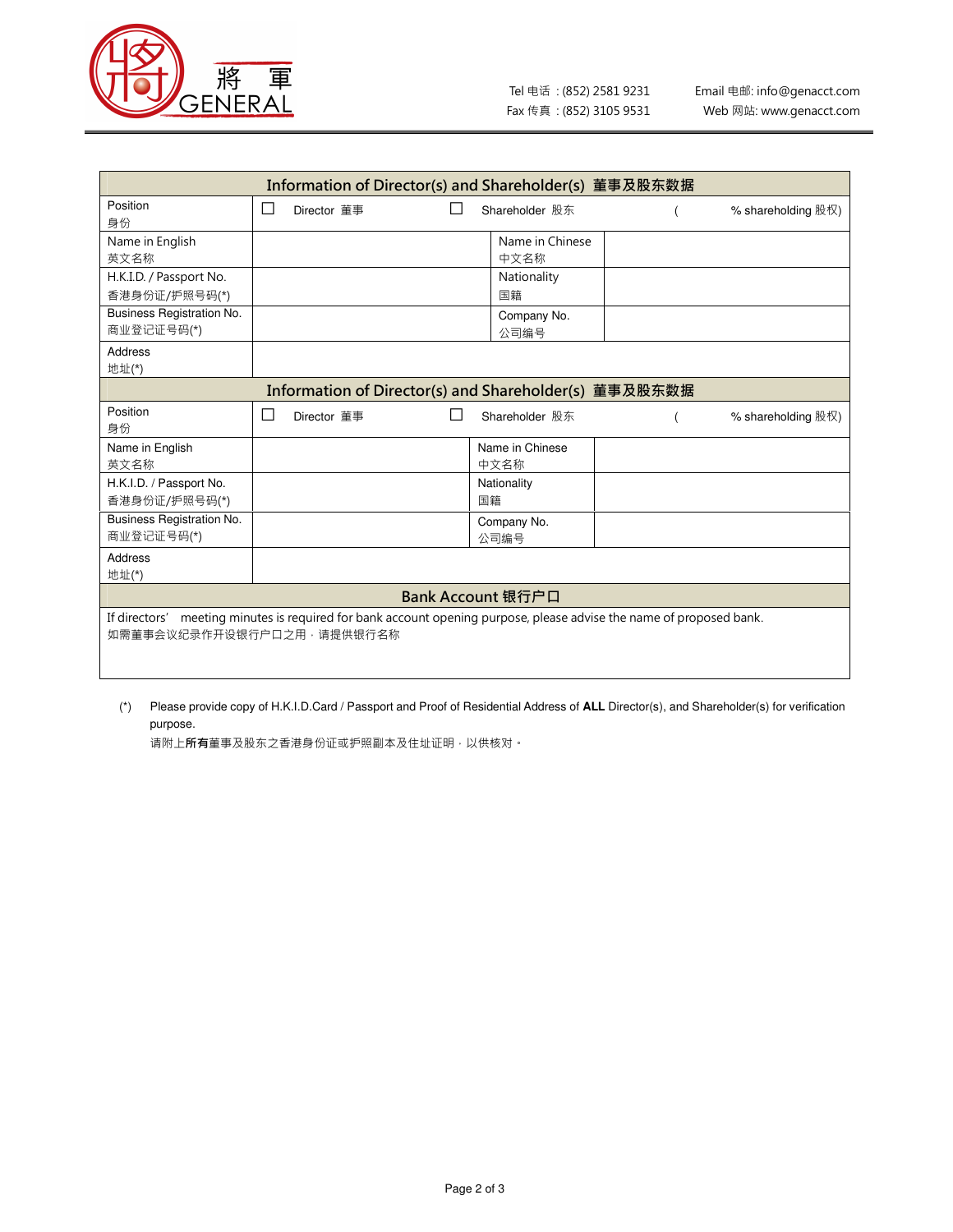將 軍 GENERAL

Tel 电话：(852) 2581 9231 Email 电邮: info@genacct.com
Fax 传真：(852) 3105 9531 Web 网站: www.genacct.com

| Information of Director(s) and Shareholder(s) 董事及股东数据 | | | |
|---|---|---|---|
| Position 身份 | ☐ Director 董事 ☐ Shareholder 股东 ( % shareholding 股权) | | |
| Name in English 英文名称 | | Name in Chinese 中文名称 | |
| H.K.I.D. / Passport No. 香港身份证/护照号码(*) | | Nationality 国籍 | |
| Business Registration No. 商业登记证号码(*) | | Company No. 公司编号 | |
| Address 地址(*) | | | |

| Information of Director(s) and Shareholder(s) 董事及股东数据 | | | |
|---|---|---|---|
| Position 身份 | ☐ Director 董事 ☐ Shareholder 股东 ( % shareholding 股权) | | |
| Name in English 英文名称 | | Name in Chinese 中文名称 | |
| H.K.I.D. / Passport No. 香港身份证/护照号码(*) | | Nationality 国籍 | |
| Business Registration No. 商业登记证号码(*) | | Company No. 公司编号 | |
| Address 地址(*) | | | |

| Bank Account 银行户口 |
|---|
| If directors' meeting minutes is required for bank account opening purpose, please advise the name of proposed bank.<br>如需董事会议纪录作开设银行户口之用，请提供银行名称 |

(*) Please provide copy of H.K.I.D.Card / Passport and Proof of Residential Address of **ALL** Director(s), and Shareholder(s) for verification purpose.
请附上**所有**董事及股东之香港身份证或护照副本及住址证明，以供核对。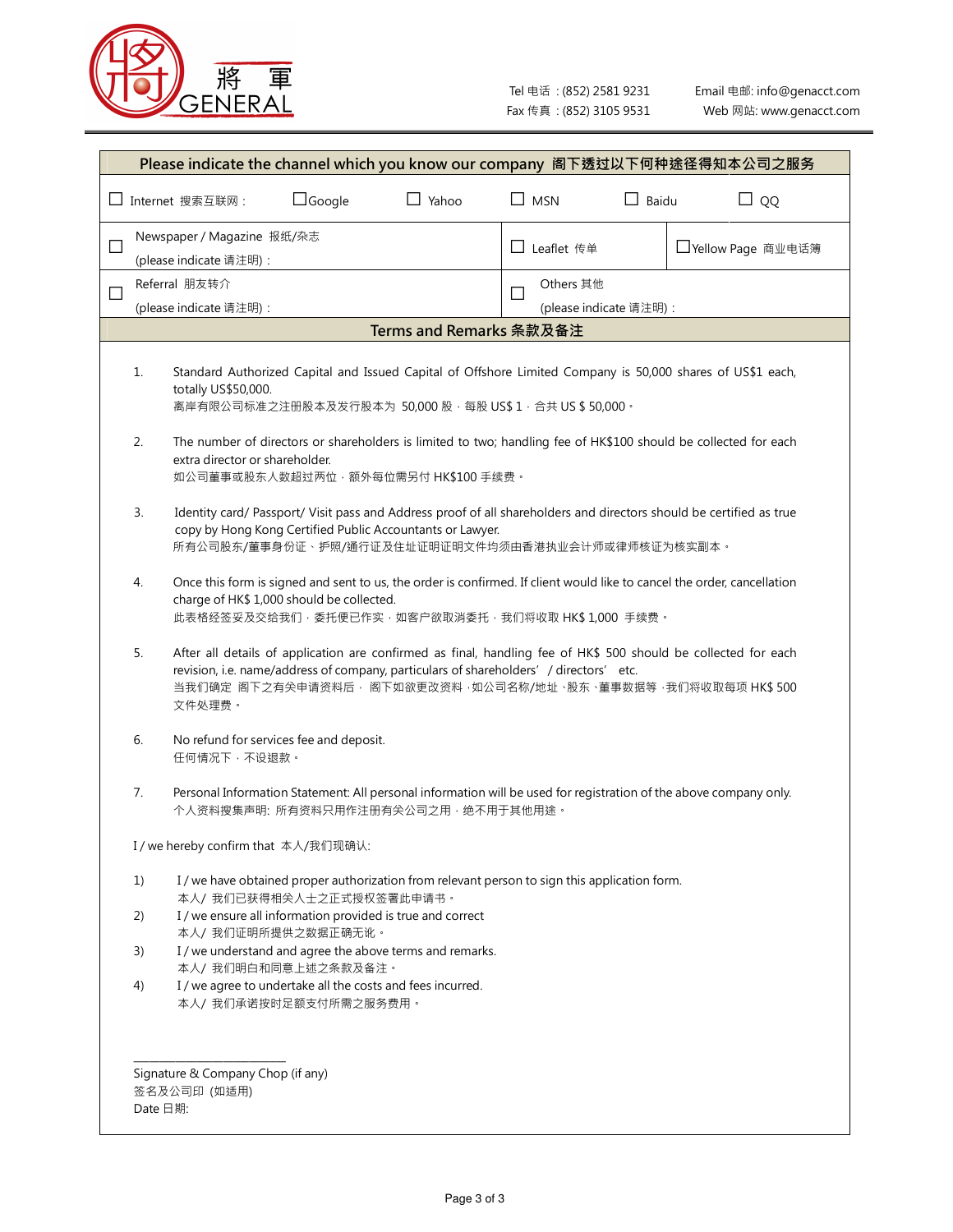將 軍 GENERAL

Tel 电话：(852) 2581 9231
Fax 传真：(852) 3105 9531

Email 电邮: info@genacct.com
Web 网站: www.genacct.com

| Please indicate the channel which you know our company 阁下透过以下何种途径得知本公司之服务 | | | | | |
|---|---|---|---|---|---|
| ☐ Internet 搜索互联网： | ☐Google | ☐ Yahoo | ☐ MSN | ☐ Baidu | ☐ QQ |
| ☐ Newspaper / Magazine 报纸/杂志 (please indicate 请注明)： | | | ☐ Leaflet 传单 | | ☐Yellow Page 商业电话簿 |
| ☐ Referral 朋友转介 (please indicate 请注明)： | | | ☐ Others 其他 (please indicate 请注明)： | | |

## Terms and Remarks 条款及备注

1. Standard Authorized Capital and Issued Capital of Offshore Limited Company is 50,000 shares of US$1 each, totally US$50,000.
   离岸有限公司标准之注册股本及发行股本为 50,000 股，每股 US$ 1，合共 US $ 50,000。

2. The number of directors or shareholders is limited to two; handling fee of HK$100 should be collected for each extra director or shareholder.
   如公司董事或股东人数超过两位，额外每位需另付 HK$100 手续费。

3. Identity card/ Passport/ Visit pass and Address proof of all shareholders and directors should be certified as true copy by Hong Kong Certified Public Accountants or Lawyer.
   所有公司股东/董事身份证、护照/通行证及住址证明证明文件均须由香港执业会计师或律师核证为核实副本。

4. Once this form is signed and sent to us, the order is confirmed. If client would like to cancel the order, cancellation charge of HK$ 1,000 should be collected.
   此表格经签妥及交给我们，委托便已作实，如客户欲取消委托，我们将收取 HK$ 1,000 手续费。

5. After all details of application are confirmed as final, handling fee of HK$ 500 should be collected for each revision, i.e. name/address of company, particulars of shareholders' / directors' etc.
   当我们确定 阁下之有关申请资料后， 阁下如欲更改资料，如公司名称/地址、股东、董事数据等，我们将收取每项 HK$ 500 文件处理费。

6. No refund for services fee and deposit.
   任何情况下，不设退款。

7. Personal Information Statement: All personal information will be used for registration of the above company only.
   个人资料搜集声明: 所有资料只用作注册有关公司之用，绝不用于其他用途。

I / we hereby confirm that 本人/我们现确认:

1) I / we have obtained proper authorization from relevant person to sign this application form.
   本人/ 我们已获得相关人士之正式授权签署此申请书。
2) I / we ensure all information provided is true and correct
   本人/ 我们证明所提供之数据正确无讹。
3) I / we understand and agree the above terms and remarks.
   本人/ 我们明白和同意上述之条款及备注。
4) I / we agree to undertake all the costs and fees incurred.
   本人/ 我们承诺按时足额支付所需之服务费用。

\_\_\_\_\_\_\_\_\_\_\_\_\_\_\_\_\_\_\_\_\_\_\_\_\_\_

Signature & Company Chop (if any)
签名及公司印 (如适用)
Date 日期: